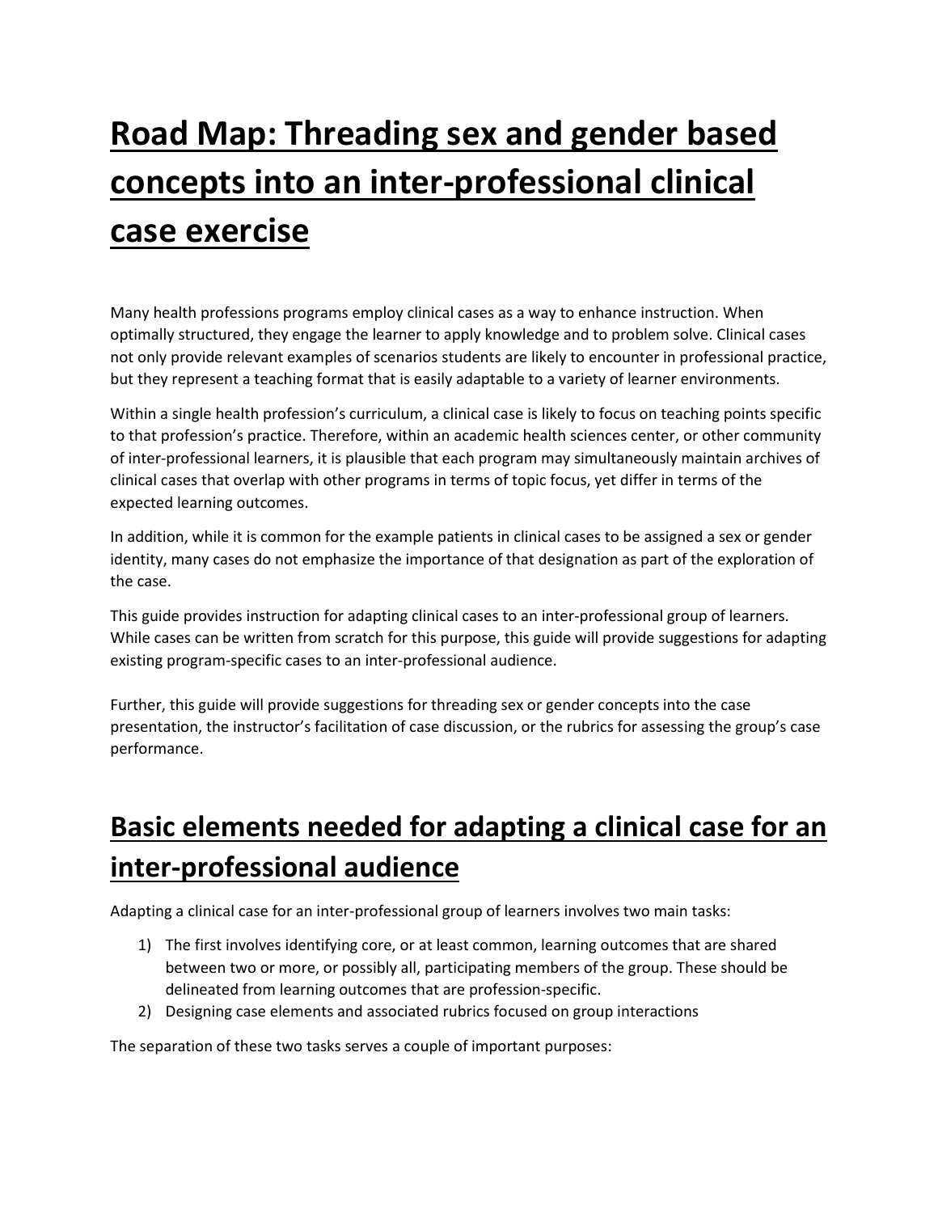# Road Map: Threading sex and gender based concepts into an inter-professional clinical case exercise

Many health professions programs employ clinical cases as a way to enhance instruction. When optimally structured, they engage the learner to apply knowledge and to problem solve. Clinical cases not only provide relevant examples of scenarios students are likely to encounter in professional practice, but they represent a teaching format that is easily adaptable to a variety of learner environments.

Within a single health profession's curriculum, a clinical case is likely to focus on teaching points specific to that profession's practice. Therefore, within an academic health sciences center, or other community of inter-professional learners, it is plausible that each program may simultaneously maintain archives of clinical cases that overlap with other programs in terms of topic focus, yet differ in terms of the expected learning outcomes.

In addition, while it is common for the example patients in clinical cases to be assigned a sex or gender identity, many cases do not emphasize the importance of that designation as part of the exploration of the case.

This guide provides instruction for adapting clinical cases to an inter-professional group of learners. While cases can be written from scratch for this purpose, this guide will provide suggestions for adapting existing program-specific cases to an inter-professional audience.

Further, this guide will provide suggestions for threading sex or gender concepts into the case presentation, the instructor's facilitation of case discussion, or the rubrics for assessing the group's case performance.

# Basic elements needed for adapting a clinical case for an inter-professional audience

Adapting a clinical case for an inter-professional group of learners involves two main tasks:

1) The first involves identifying core, or at least common, learning outcomes that are shared between two or more, or possibly all, participating members of the group. These should be delineated from learning outcomes that are profession-specific.
2) Designing case elements and associated rubrics focused on group interactions

The separation of these two tasks serves a couple of important purposes: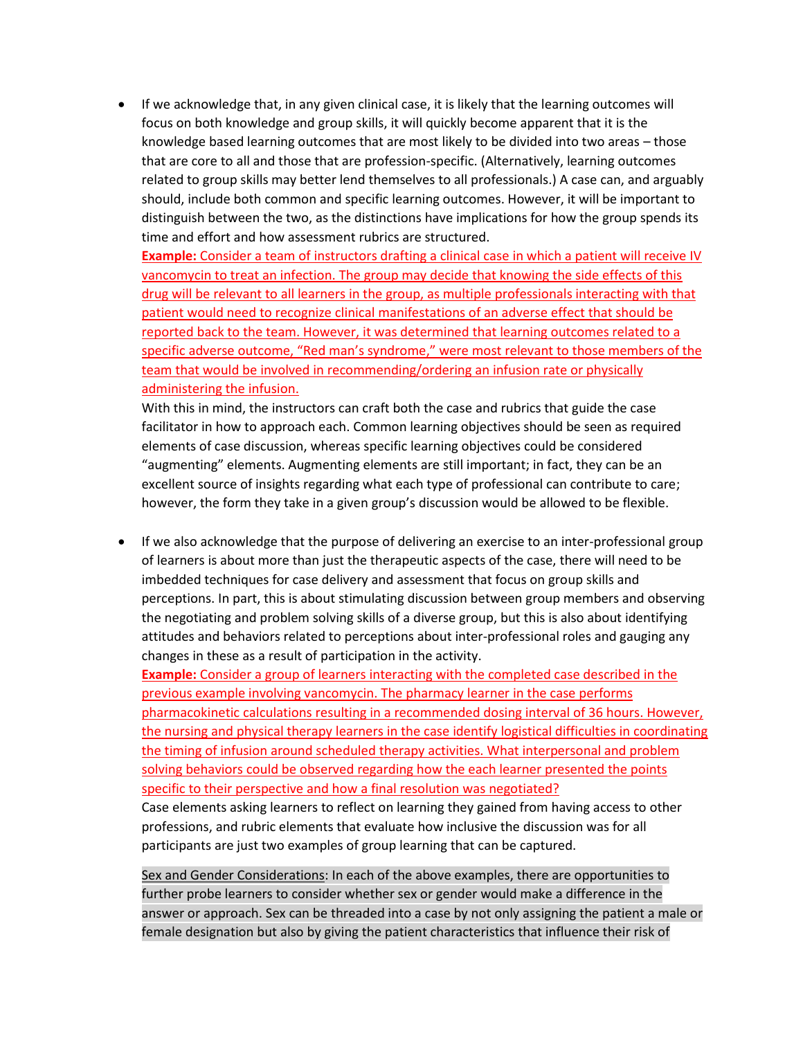- If we acknowledge that, in any given clinical case, it is likely that the learning outcomes will focus on both knowledge and group skills, it will quickly become apparent that it is the knowledge based learning outcomes that are most likely to be divided into two areas – those that are core to all and those that are profession-specific. (Alternatively, learning outcomes related to group skills may better lend themselves to all professionals.) A case can, and arguably should, include both common and specific learning outcomes. However, it will be important to distinguish between the two, as the distinctions have implications for how the group spends its time and effort and how assessment rubrics are structured.

  **Example:** Consider a team of instructors drafting a clinical case in which a patient will receive IV vancomycin to treat an infection. The group may decide that knowing the side effects of this drug will be relevant to all learners in the group, as multiple professionals interacting with that patient would need to recognize clinical manifestations of an adverse effect that should be reported back to the team. However, it was determined that learning outcomes related to a specific adverse outcome, "Red man's syndrome," were most relevant to those members of the team that would be involved in recommending/ordering an infusion rate or physically administering the infusion.

  With this in mind, the instructors can craft both the case and rubrics that guide the case facilitator in how to approach each. Common learning objectives should be seen as required elements of case discussion, whereas specific learning objectives could be considered "augmenting" elements. Augmenting elements are still important; in fact, they can be an excellent source of insights regarding what each type of professional can contribute to care; however, the form they take in a given group's discussion would be allowed to be flexible.

- If we also acknowledge that the purpose of delivering an exercise to an inter-professional group of learners is about more than just the therapeutic aspects of the case, there will need to be imbedded techniques for case delivery and assessment that focus on group skills and perceptions. In part, this is about stimulating discussion between group members and observing the negotiating and problem solving skills of a diverse group, but this is also about identifying attitudes and behaviors related to perceptions about inter-professional roles and gauging any changes in these as a result of participation in the activity.

  **Example:** Consider a group of learners interacting with the completed case described in the previous example involving vancomycin. The pharmacy learner in the case performs pharmacokinetic calculations resulting in a recommended dosing interval of 36 hours. However, the nursing and physical therapy learners in the case identify logistical difficulties in coordinating the timing of infusion around scheduled therapy activities. What interpersonal and problem solving behaviors could be observed regarding how the each learner presented the points specific to their perspective and how a final resolution was negotiated?

  Case elements asking learners to reflect on learning they gained from having access to other professions, and rubric elements that evaluate how inclusive the discussion was for all participants are just two examples of group learning that can be captured.

  Sex and Gender Considerations: In each of the above examples, there are opportunities to further probe learners to consider whether sex or gender would make a difference in the answer or approach. Sex can be threaded into a case by not only assigning the patient a male or female designation but also by giving the patient characteristics that influence their risk of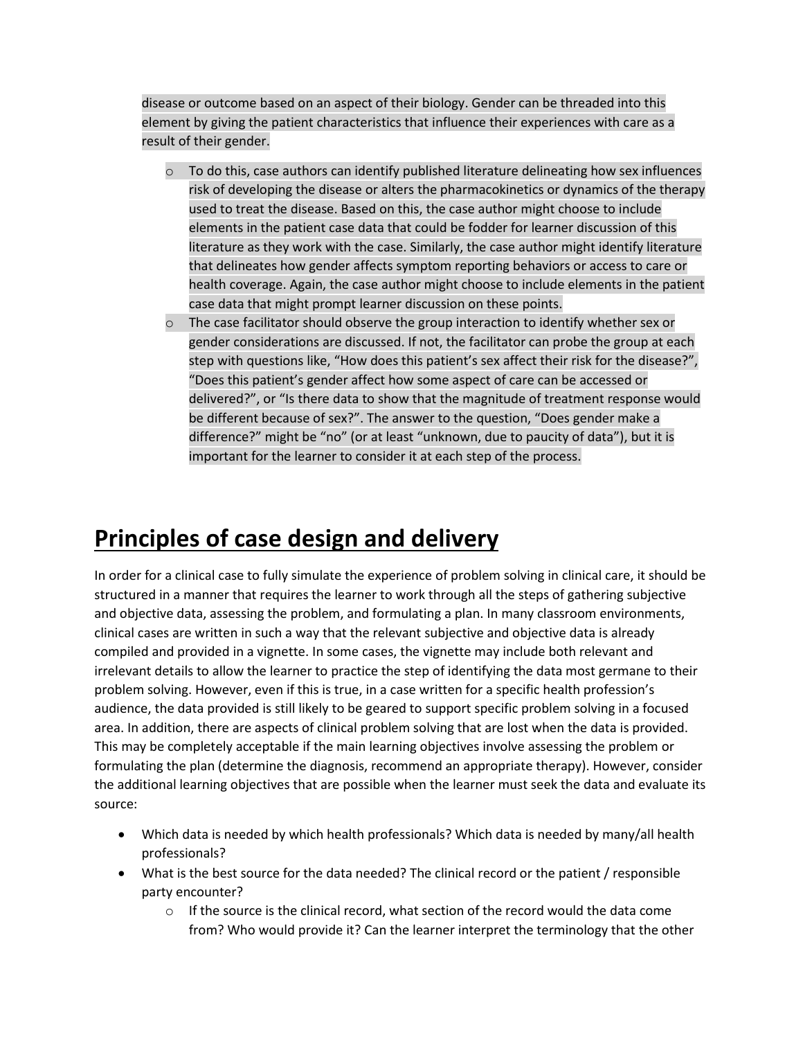disease or outcome based on an aspect of their biology. Gender can be threaded into this element by giving the patient characteristics that influence their experiences with care as a result of their gender.

  - To do this, case authors can identify published literature delineating how sex influences risk of developing the disease or alters the pharmacokinetics or dynamics of the therapy used to treat the disease. Based on this, the case author might choose to include elements in the patient case data that could be fodder for learner discussion of this literature as they work with the case. Similarly, the case author might identify literature that delineates how gender affects symptom reporting behaviors or access to care or health coverage. Again, the case author might choose to include elements in the patient case data that might prompt learner discussion on these points.
  - The case facilitator should observe the group interaction to identify whether sex or gender considerations are discussed. If not, the facilitator can probe the group at each step with questions like, "How does this patient's sex affect their risk for the disease?", "Does this patient's gender affect how some aspect of care can be accessed or delivered?", or "Is there data to show that the magnitude of treatment response would be different because of sex?". The answer to the question, "Does gender make a difference?" might be "no" (or at least "unknown, due to paucity of data"), but it is important for the learner to consider it at each step of the process.

# Principles of case design and delivery

In order for a clinical case to fully simulate the experience of problem solving in clinical care, it should be structured in a manner that requires the learner to work through all the steps of gathering subjective and objective data, assessing the problem, and formulating a plan. In many classroom environments, clinical cases are written in such a way that the relevant subjective and objective data is already compiled and provided in a vignette. In some cases, the vignette may include both relevant and irrelevant details to allow the learner to practice the step of identifying the data most germane to their problem solving. However, even if this is true, in a case written for a specific health profession's audience, the data provided is still likely to be geared to support specific problem solving in a focused area. In addition, there are aspects of clinical problem solving that are lost when the data is provided. This may be completely acceptable if the main learning objectives involve assessing the problem or formulating the plan (determine the diagnosis, recommend an appropriate therapy). However, consider the additional learning objectives that are possible when the learner must seek the data and evaluate its source:

- Which data is needed by which health professionals? Which data is needed by many/all health professionals?
- What is the best source for the data needed? The clinical record or the patient / responsible party encounter?
  - If the source is the clinical record, what section of the record would the data come from? Who would provide it? Can the learner interpret the terminology that the other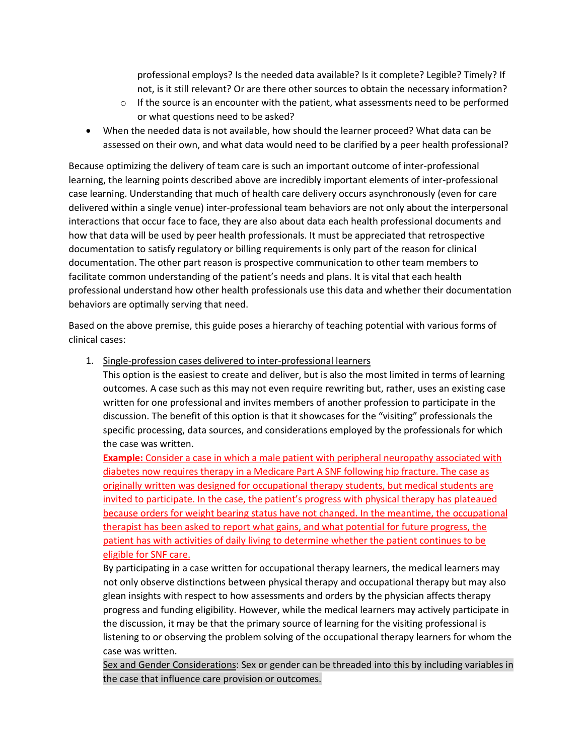professional employs? Is the needed data available? Is it complete? Legible? Timely? If not, is it still relevant? Or are there other sources to obtain the necessary information?
  - If the source is an encounter with the patient, what assessments need to be performed or what questions need to be asked?
- When the needed data is not available, how should the learner proceed? What data can be assessed on their own, and what data would need to be clarified by a peer health professional?

Because optimizing the delivery of team care is such an important outcome of inter-professional learning, the learning points described above are incredibly important elements of inter-professional case learning. Understanding that much of health care delivery occurs asynchronously (even for care delivered within a single venue) inter-professional team behaviors are not only about the interpersonal interactions that occur face to face, they are also about data each health professional documents and how that data will be used by peer health professionals. It must be appreciated that retrospective documentation to satisfy regulatory or billing requirements is only part of the reason for clinical documentation. The other part reason is prospective communication to other team members to facilitate common understanding of the patient's needs and plans. It is vital that each health professional understand how other health professionals use this data and whether their documentation behaviors are optimally serving that need.

Based on the above premise, this guide poses a hierarchy of teaching potential with various forms of clinical cases:

1. Single-profession cases delivered to inter-professional learners
   This option is the easiest to create and deliver, but is also the most limited in terms of learning outcomes. A case such as this may not even require rewriting but, rather, uses an existing case written for one professional and invites members of another profession to participate in the discussion. The benefit of this option is that it showcases for the "visiting" professionals the specific processing, data sources, and considerations employed by the professionals for which the case was written.
   **Example:** Consider a case in which a male patient with peripheral neuropathy associated with diabetes now requires therapy in a Medicare Part A SNF following hip fracture. The case as originally written was designed for occupational therapy students, but medical students are invited to participate. In the case, the patient's progress with physical therapy has plateaued because orders for weight bearing status have not changed. In the meantime, the occupational therapist has been asked to report what gains, and what potential for future progress, the patient has with activities of daily living to determine whether the patient continues to be eligible for SNF care.
   By participating in a case written for occupational therapy learners, the medical learners may not only observe distinctions between physical therapy and occupational therapy but may also glean insights with respect to how assessments and orders by the physician affects therapy progress and funding eligibility. However, while the medical learners may actively participate in the discussion, it may be that the primary source of learning for the visiting professional is listening to or observing the problem solving of the occupational therapy learners for whom the case was written.
   Sex and Gender Considerations: Sex or gender can be threaded into this by including variables in the case that influence care provision or outcomes.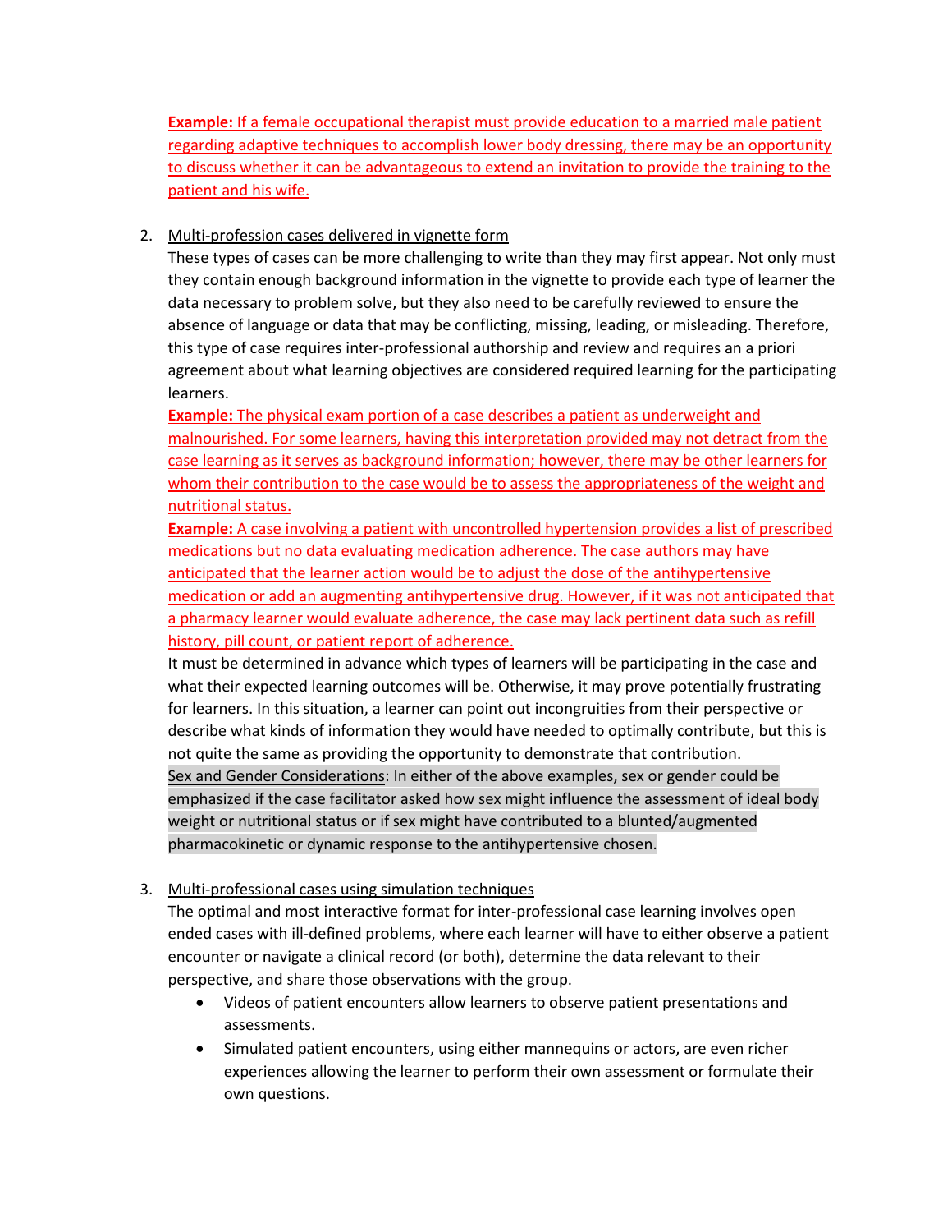**Example:** If a female occupational therapist must provide education to a married male patient regarding adaptive techniques to accomplish lower body dressing, there may be an opportunity to discuss whether it can be advantageous to extend an invitation to provide the training to the patient and his wife.

2. Multi-profession cases delivered in vignette form

   These types of cases can be more challenging to write than they may first appear. Not only must they contain enough background information in the vignette to provide each type of learner the data necessary to problem solve, but they also need to be carefully reviewed to ensure the absence of language or data that may be conflicting, missing, leading, or misleading. Therefore, this type of case requires inter-professional authorship and review and requires an a priori agreement about what learning objectives are considered required learning for the participating learners.

   **Example:** The physical exam portion of a case describes a patient as underweight and malnourished. For some learners, having this interpretation provided may not detract from the case learning as it serves as background information; however, there may be other learners for whom their contribution to the case would be to assess the appropriateness of the weight and nutritional status.

   **Example:** A case involving a patient with uncontrolled hypertension provides a list of prescribed medications but no data evaluating medication adherence. The case authors may have anticipated that the learner action would be to adjust the dose of the antihypertensive medication or add an augmenting antihypertensive drug. However, if it was not anticipated that a pharmacy learner would evaluate adherence, the case may lack pertinent data such as refill history, pill count, or patient report of adherence.

   It must be determined in advance which types of learners will be participating in the case and what their expected learning outcomes will be. Otherwise, it may prove potentially frustrating for learners. In this situation, a learner can point out incongruities from their perspective or describe what kinds of information they would have needed to optimally contribute, but this is not quite the same as providing the opportunity to demonstrate that contribution.

   Sex and Gender Considerations: In either of the above examples, sex or gender could be emphasized if the case facilitator asked how sex might influence the assessment of ideal body weight or nutritional status or if sex might have contributed to a blunted/augmented pharmacokinetic or dynamic response to the antihypertensive chosen.

3. Multi-professional cases using simulation techniques

   The optimal and most interactive format for inter-professional case learning involves open ended cases with ill-defined problems, where each learner will have to either observe a patient encounter or navigate a clinical record (or both), determine the data relevant to their perspective, and share those observations with the group.

   - Videos of patient encounters allow learners to observe patient presentations and assessments.
   - Simulated patient encounters, using either mannequins or actors, are even richer experiences allowing the learner to perform their own assessment or formulate their own questions.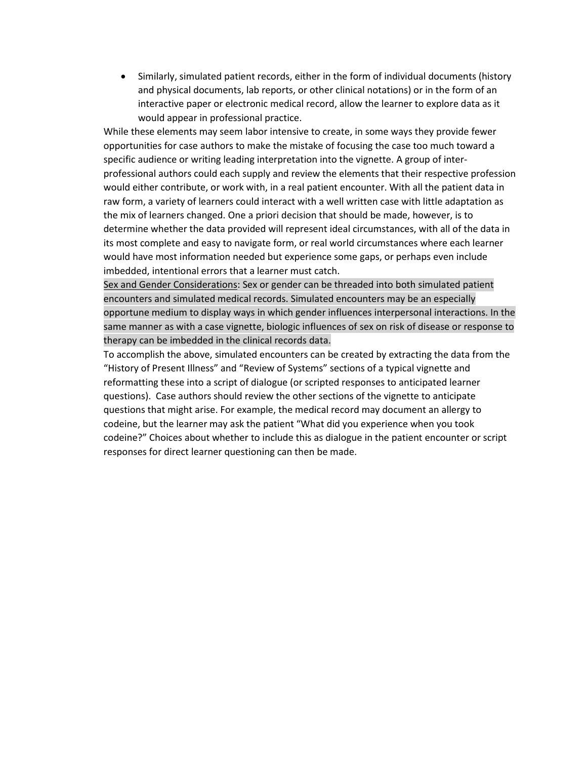- Similarly, simulated patient records, either in the form of individual documents (history and physical documents, lab reports, or other clinical notations) or in the form of an interactive paper or electronic medical record, allow the learner to explore data as it would appear in professional practice.

While these elements may seem labor intensive to create, in some ways they provide fewer opportunities for case authors to make the mistake of focusing the case too much toward a specific audience or writing leading interpretation into the vignette. A group of inter-professional authors could each supply and review the elements that their respective profession would either contribute, or work with, in a real patient encounter. With all the patient data in raw form, a variety of learners could interact with a well written case with little adaptation as the mix of learners changed. One a priori decision that should be made, however, is to determine whether the data provided will represent ideal circumstances, with all of the data in its most complete and easy to navigate form, or real world circumstances where each learner would have most information needed but experience some gaps, or perhaps even include imbedded, intentional errors that a learner must catch.

Sex and Gender Considerations: Sex or gender can be threaded into both simulated patient encounters and simulated medical records. Simulated encounters may be an especially opportune medium to display ways in which gender influences interpersonal interactions. In the same manner as with a case vignette, biologic influences of sex on risk of disease or response to therapy can be imbedded in the clinical records data.

To accomplish the above, simulated encounters can be created by extracting the data from the "History of Present Illness" and "Review of Systems" sections of a typical vignette and reformatting these into a script of dialogue (or scripted responses to anticipated learner questions). Case authors should review the other sections of the vignette to anticipate questions that might arise. For example, the medical record may document an allergy to codeine, but the learner may ask the patient "What did you experience when you took codeine?" Choices about whether to include this as dialogue in the patient encounter or script responses for direct learner questioning can then be made.